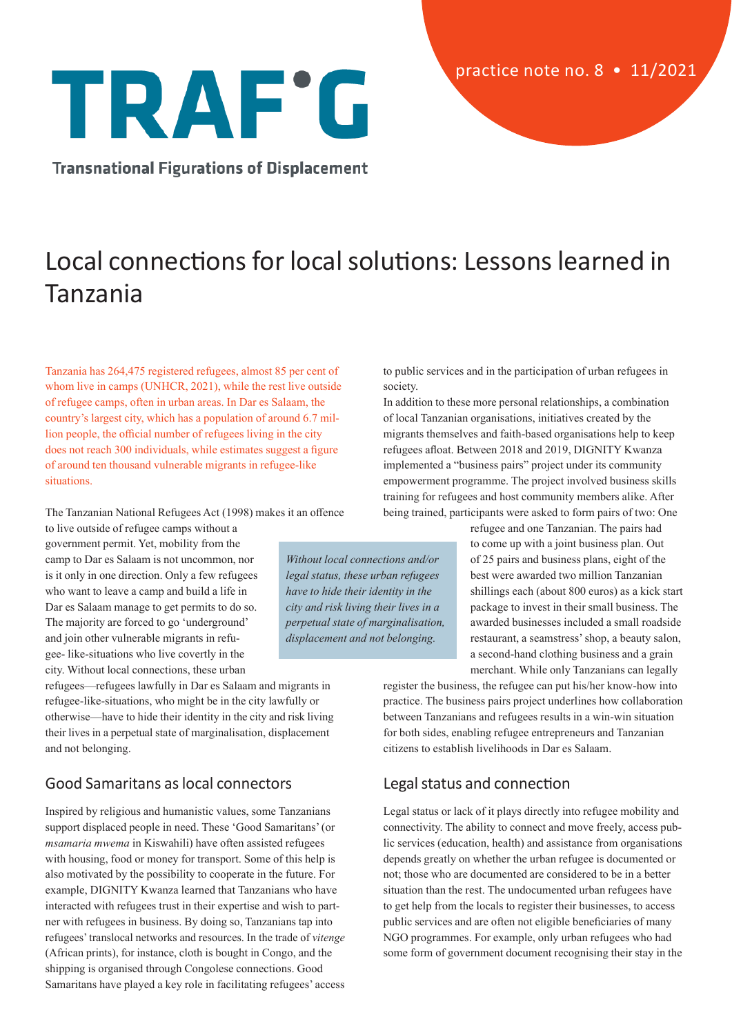TRAF°G

Transnational Figurations of Displacement

practice note no. 8 • 11/2021

# Local connections for local solutions: Lessons learned in Tanzania

Tanzania has 264,475 registered refugees, almost 85 per cent of whom live in camps (UNHCR, 2021), while the rest live outside of refugee camps, often in urban areas. In Dar es Salaam, the country's largest city, which has a population of around 6.7 million people, the official number of refugees living in the city does not reach 300 individuals, while estimates suggest a figure of around ten thousand vulnerable migrants in refugee-like situations.

The Tanzanian National Refugees Act (1998) makes it an offence to live outside of refugee camps without a government permit. Yet, mobility from the camp to Dar es Salaam is not uncommon, nor is it only in one direction. Only a few refugees who want to leave a camp and build a life in Dar es Salaam manage to get permits to do so. The majority are forced to go 'underground' and join other vulnerable migrants in refugee- like-situations who live covertly in the city. Without local connections, these urban refugees—refugees lawfully in Dar es Salaam and migrants in refugee-like-situations, who might be in the city lawfully or otherwise—have to hide their identity in the city and risk living their lives in a perpetual state of marginalisation, displacement and not belonging.

> *Without local connections and/or legal status, these urban refugees have to hide their identity in the city and risk living their lives in a perpetual state of marginalisation, displacement and not belonging.*

## Good Samaritans as local connectors

Inspired by religious and humanistic values, some Tanzanians support displaced people in need. These 'Good Samaritans' (or *msamaria mwema* in Kiswahili) have often assisted refugees with housing, food or money for transport. Some of this help is also motivated by the possibility to cooperate in the future. For example, DIGNITY Kwanza learned that Tanzanians who have interacted with refugees trust in their expertise and wish to partner with refugees in business. By doing so, Tanzanians tap into refugees' translocal networks and resources. In the trade of *vitenge* (African prints), for instance, cloth is bought in Congo, and the shipping is organised through Congolese connections. Good Samaritans have played a key role in facilitating refugees' access to public services and in the participation of urban refugees in society.

In addition to these more personal relationships, a combination of local Tanzanian organisations, initiatives created by the migrants themselves and faith-based organisations help to keep refugees afloat. Between 2018 and 2019, DIGNITY Kwanza implemented a "business pairs" project under its community empowerment programme. The project involved business skills training for refugees and host community members alike. After being trained, participants were asked to form pairs of two: One refugee and one Tanzanian. The pairs had to come up with a joint business plan. Out of 25 pairs and business plans, eight of the best were awarded two million Tanzanian shillings each (about 800 euros) as a kick start package to invest in their small business. The awarded businesses included a small roadside restaurant, a seamstress' shop, a beauty salon, a second-hand clothing business and a grain merchant. While only Tanzanians can legally register the business, the refugee can put his/her know-how into practice. The business pairs project underlines how collaboration between Tanzanians and refugees results in a win-win situation for both sides, enabling refugee entrepreneurs and Tanzanian citizens to establish livelihoods in Dar es Salaam.

## Legal status and connection

Legal status or lack of it plays directly into refugee mobility and connectivity. The ability to connect and move freely, access public services (education, health) and assistance from organisations depends greatly on whether the urban refugee is documented or not; those who are documented are considered to be in a better situation than the rest. The undocumented urban refugees have to get help from the locals to register their businesses, to access public services and are often not eligible beneficiaries of many NGO programmes. For example, only urban refugees who had some form of government document recognising their stay in the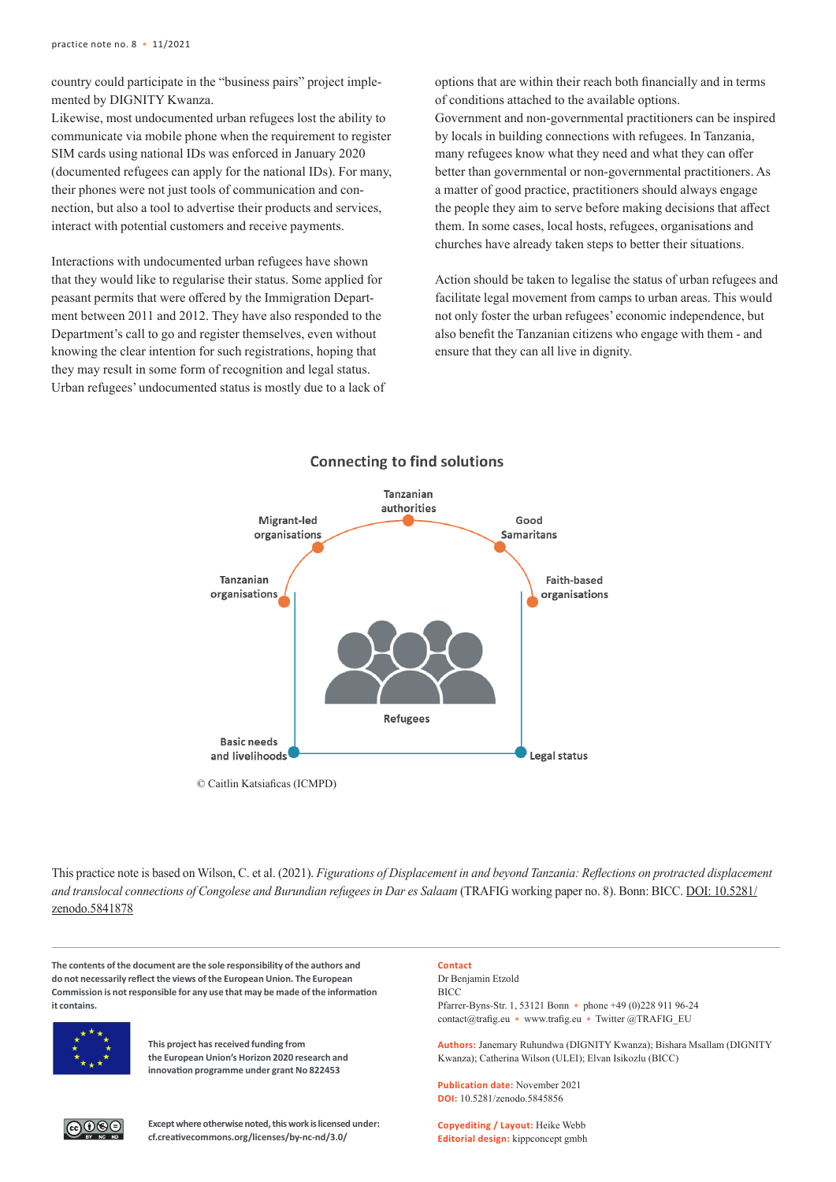country could participate in the "business pairs" project implemented by DIGNITY Kwanza.
Likewise, most undocumented urban refugees lost the ability to communicate via mobile phone when the requirement to register SIM cards using national IDs was enforced in January 2020 (documented refugees can apply for the national IDs). For many, their phones were not just tools of communication and connection, but also a tool to advertise their products and services, interact with potential customers and receive payments.

Interactions with undocumented urban refugees have shown that they would like to regularise their status. Some applied for peasant permits that were offered by the Immigration Department between 2011 and 2012. They have also responded to the Department's call to go and register themselves, even without knowing the clear intention for such registrations, hoping that they may result in some form of recognition and legal status.
Urban refugees' undocumented status is mostly due to a lack of options that are within their reach both financially and in terms of conditions attached to the available options.
Government and non-governmental practitioners can be inspired by locals in building connections with refugees. In Tanzania, many refugees know what they need and what they can offer better than governmental or non-governmental practitioners. As a matter of good practice, practitioners should always engage the people they aim to serve before making decisions that affect them. In some cases, local hosts, refugees, organisations and churches have already taken steps to better their situations.

Action should be taken to legalise the status of urban refugees and facilitate legal movement from camps to urban areas. This would not only foster the urban refugees' economic independence, but also benefit the Tanzanian citizens who engage with them - and ensure that they can all live in dignity.

## Connecting to find solutions

Tanzanian authorities
Migrant-led organisations
Good Samaritans
Tanzanian organisations
Faith-based organisations
Refugees
Basic needs and livelihoods
Legal status

© Caitlin Katsiaficas (ICMPD)

This practice note is based on Wilson, C. et al. (2021). *Figurations of Displacement in and beyond Tanzania: Reflections on protracted displacement and translocal connections of Congolese and Burundian refugees in Dar es Salaam* (TRAFIG working paper no. 8). Bonn: BICC. DOI: 10.5281/zenodo.5841878

**The contents of the document are the sole responsibility of the authors and do not necessarily reflect the views of the European Union. The European Commission is not responsible for any use that may be made of the information it contains.**

**This project has received funding from the European Union's Horizon 2020 research and innovation programme under grant No 822453**

**Except where otherwise noted, this work is licensed under: cf.creativecommons.org/licenses/by-nc-nd/3.0/**

**Contact**
Dr Benjamin Etzold
BICC
Pfarrer-Byns-Str. 1, 53121 Bonn • phone +49 (0)228 911 96-24
contact@trafig.eu • www.trafig.eu • Twitter @TRAFIG_EU

**Authors:** Janemary Ruhundwa (DIGNITY Kwanza); Bishara Msallam (DIGNITY Kwanza); Catherina Wilson (ULEI); Elvan Isikozlu (BICC)

**Publication date:** November 2021
**DOI:** 10.5281/zenodo.5845856

**Copyediting / Layout:** Heike Webb
**Editorial design:** kippconcept gmbh